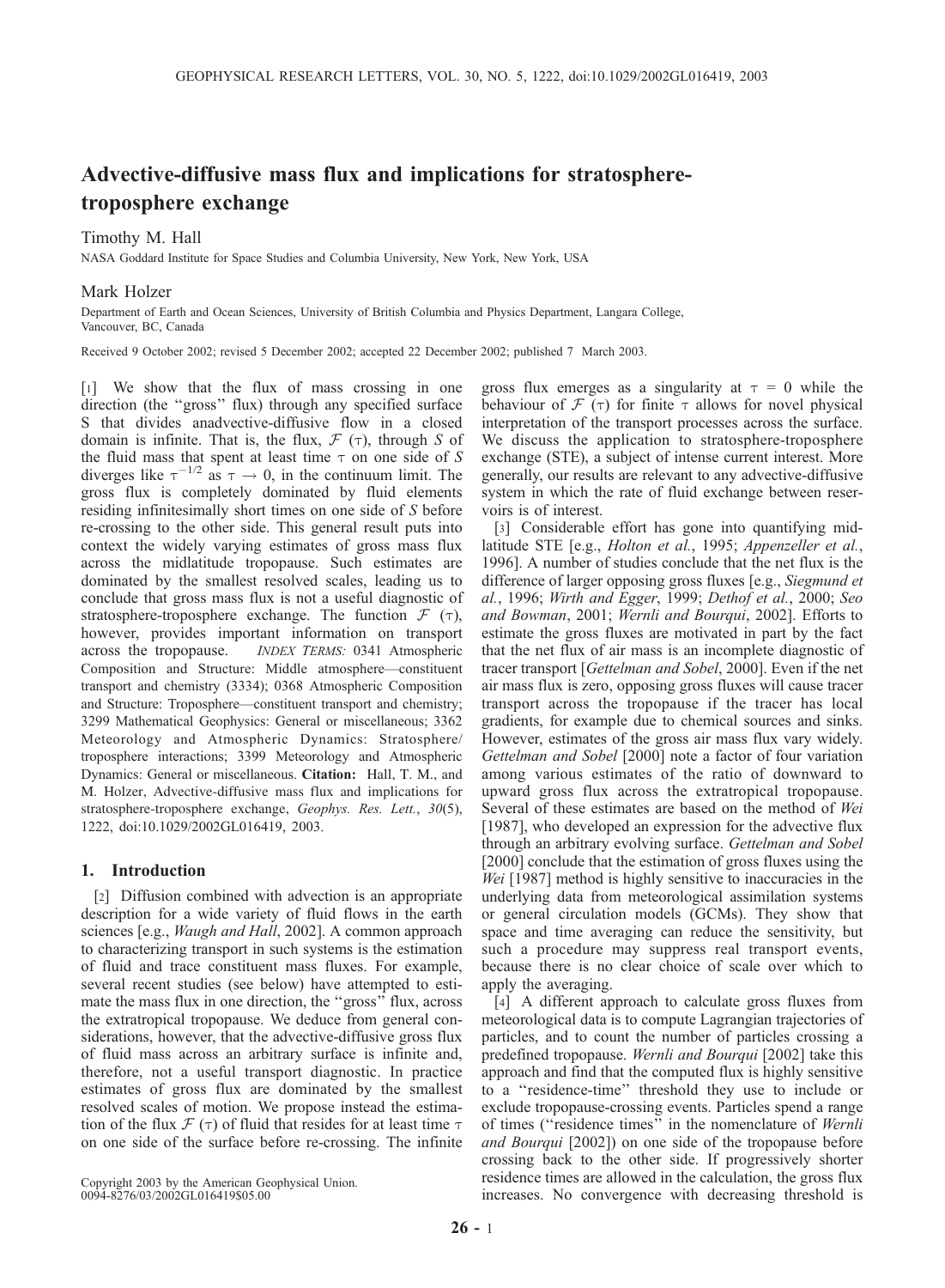# Advective-diffusive mass flux and implications for stratosphere-troposphere exchange

Timothy M. Hall

NASA Goddard Institute for Space Studies and Columbia University, New York, New York, USA

Mark Holzer

Department of Earth and Ocean Sciences, University of British Columbia and Physics Department, Langara College, Vancouver, BC, Canada

Received 9 October 2002; revised 5 December 2002; accepted 22 December 2002; published 7 March 2003.

[1] We show that the flux of mass crossing in one direction (the "gross" flux) through any specified surface S that divides anadvective-diffusive flow in a closed domain is infinite. That is, the flux, $\mathcal{F}(\tau)$, through $S$ of the fluid mass that spent at least time $\tau$ on one side of $S$ diverges like $\tau^{-1/2}$ as $\tau \rightarrow 0$, in the continuum limit. The gross flux is completely dominated by fluid elements residing infinitesimally short times on one side of $S$ before re-crossing to the other side. This general result puts into context the widely varying estimates of gross mass flux across the midlatitude tropopause. Such estimates are dominated by the smallest resolved scales, leading us to conclude that gross mass flux is not a useful diagnostic of stratosphere-troposphere exchange. The function $\mathcal{F}(\tau)$, however, provides important information on transport across the tropopause. *INDEX TERMS:* 0341 Atmospheric Composition and Structure: Middle atmosphere—constituent transport and chemistry (3334); 0368 Atmospheric Composition and Structure: Troposphere—constituent transport and chemistry; 3299 Mathematical Geophysics: General or miscellaneous; 3362 Meteorology and Atmospheric Dynamics: Stratosphere/troposphere interactions; 3399 Meteorology and Atmospheric Dynamics: General or miscellaneous. **Citation:** Hall, T. M., and M. Holzer, Advective-diffusive mass flux and implications for stratosphere-troposphere exchange, *Geophys. Res. Lett.*, *30*(5), 1222, doi:10.1029/2002GL016419, 2003.

## 1. Introduction

[2] Diffusion combined with advection is an appropriate description for a wide variety of fluid flows in the earth sciences [e.g., *Waugh and Hall*, 2002]. A common approach to characterizing transport in such systems is the estimation of fluid and trace constituent mass fluxes. For example, several recent studies (see below) have attempted to estimate the mass flux in one direction, the "gross" flux, across the extratropical tropopause. We deduce from general considerations, however, that the advective-diffusive gross flux of fluid mass across an arbitrary surface is infinite and, therefore, not a useful transport diagnostic. In practice estimates of gross flux are dominated by the smallest resolved scales of motion. We propose instead the estimation of the flux $\mathcal{F}(\tau)$ of fluid that resides for at least time $\tau$ on one side of the surface before re-crossing. The infinite gross flux emerges as a singularity at $\tau = 0$ while the behaviour of $\mathcal{F}(\tau)$ for finite $\tau$ allows for novel physical interpretation of the transport processes across the surface. We discuss the application to stratosphere-troposphere exchange (STE), a subject of intense current interest. More generally, our results are relevant to any advective-diffusive system in which the rate of fluid exchange between reservoirs is of interest.

[3] Considerable effort has gone into quantifying midlatitude STE [e.g., *Holton et al.*, 1995; *Appenzeller et al.*, 1996]. A number of studies conclude that the net flux is the difference of larger opposing gross fluxes [e.g., *Siegmund et al.*, 1996; *Wirth and Egger*, 1999; *Dethof et al.*, 2000; *Seo and Bowman*, 2001; *Wernli and Bourqui*, 2002]. Efforts to estimate the gross fluxes are motivated in part by the fact that the net flux of air mass is an incomplete diagnostic of tracer transport [*Gettelman and Sobel*, 2000]. Even if the net air mass flux is zero, opposing gross fluxes will cause tracer transport across the tropopause if the tracer has local gradients, for example due to chemical sources and sinks. However, estimates of the gross air mass flux vary widely. *Gettelman and Sobel* [2000] note a factor of four variation among various estimates of the ratio of downward to upward gross flux across the extratropical tropopause. Several of these estimates are based on the method of *Wei* [1987], who developed an expression for the advective flux through an arbitrary evolving surface. *Gettelman and Sobel* [2000] conclude that the estimation of gross fluxes using the *Wei* [1987] method is highly sensitive to inaccuracies in the underlying data from meteorological assimilation systems or general circulation models (GCMs). They show that space and time averaging can reduce the sensitivity, but such a procedure may suppress real transport events, because there is no clear choice of scale over which to apply the averaging.

[4] A different approach to calculate gross fluxes from meteorological data is to compute Lagrangian trajectories of particles, and to count the number of particles crossing a predefined tropopause. *Wernli and Bourqui* [2002] take this approach and find that the computed flux is highly sensitive to a "residence-time" threshold they use to include or exclude tropopause-crossing events. Particles spend a range of times ("residence times" in the nomenclature of *Wernli and Bourqui* [2002]) on one side of the tropopause before crossing back to the other side. If progressively shorter residence times are allowed in the calculation, the gross flux increases. No convergence with decreasing threshold is

Copyright 2003 by the American Geophysical Union.
0094-8276/03/2002GL016419$05.00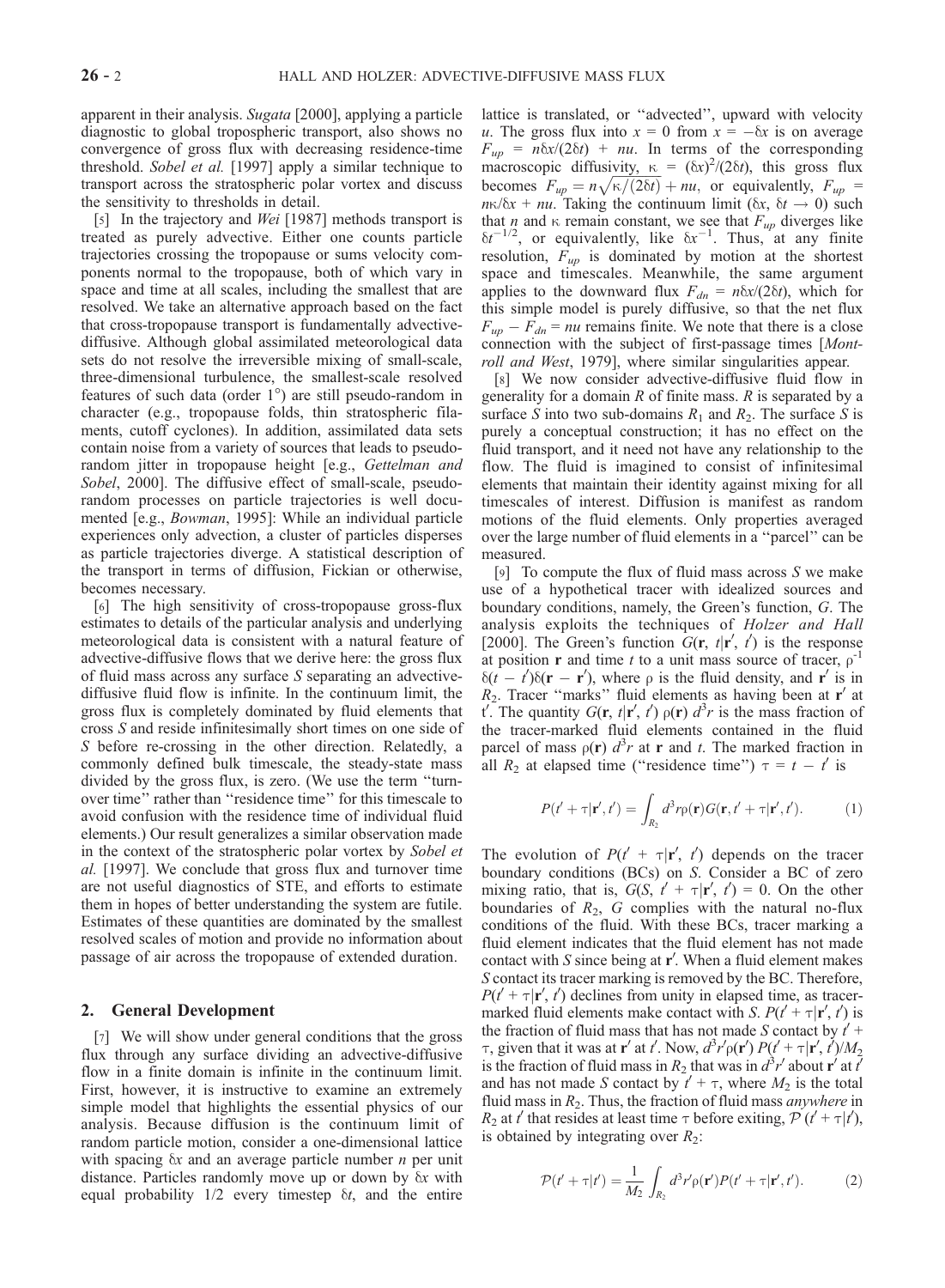apparent in their analysis. *Sugata* [2000], applying a particle diagnostic to global tropospheric transport, also shows no convergence of gross flux with decreasing residence-time threshold. *Sobel et al.* [1997] apply a similar technique to transport across the stratospheric polar vortex and discuss the sensitivity to thresholds in detail.

[5] In the trajectory and *Wei* [1987] methods transport is treated as purely advective. Either one counts particle trajectories crossing the tropopause or sums velocity components normal to the tropopause, both of which vary in space and time at all scales, including the smallest that are resolved. We take an alternative approach based on the fact that cross-tropopause transport is fundamentally advective-diffusive. Although global assimilated meteorological data sets do not resolve the irreversible mixing of small-scale, three-dimensional turbulence, the smallest-scale resolved features of such data (order 1°) are still pseudo-random in character (e.g., tropopause folds, thin stratospheric filaments, cutoff cyclones). In addition, assimilated data sets contain noise from a variety of sources that leads to pseudo-random jitter in tropopause height [e.g., *Gettelman and Sobel*, 2000]. The diffusive effect of small-scale, pseudo-random processes on particle trajectories is well documented [e.g., *Bowman*, 1995]: While an individual particle experiences only advection, a cluster of particles disperses as particle trajectories diverge. A statistical description of the transport in terms of diffusion, Fickian or otherwise, becomes necessary.

[6] The high sensitivity of cross-tropopause gross-flux estimates to details of the particular analysis and underlying meteorological data is consistent with a natural feature of advective-diffusive flows that we derive here: the gross flux of fluid mass across any surface $S$ separating an advective-diffusive fluid flow is infinite. In the continuum limit, the gross flux is completely dominated by fluid elements that cross $S$ and reside infinitesimally short times on one side of $S$ before re-crossing in the other direction. Relatedly, a commonly defined bulk timescale, the steady-state mass divided by the gross flux, is zero. (We use the term "turnover time" rather than "residence time" for this timescale to avoid confusion with the residence time of individual fluid elements.) Our result generalizes a similar observation made in the context of the stratospheric polar vortex by *Sobel et al.* [1997]. We conclude that gross flux and turnover time are not useful diagnostics of STE, and efforts to estimate them in hopes of better understanding the system are futile. Estimates of these quantities are dominated by the smallest resolved scales of motion and provide no information about passage of air across the tropopause of extended duration.

## 2. General Development

[7] We will show under general conditions that the gross flux through any surface dividing an advective-diffusive flow in a finite domain is infinite in the continuum limit. First, however, it is instructive to examine an extremely simple model that highlights the essential physics of our analysis. Because diffusion is the continuum limit of random particle motion, consider a one-dimensional lattice with spacing $\delta x$ and an average particle number $n$ per unit distance. Particles randomly move up or down by $\delta x$ with equal probability 1/2 every timestep $\delta t$, and the entire lattice is translated, or "advected," upward with velocity $u$. The gross flux into $x = 0$ from $x = -\delta x$ is on average $F_{up} = n\delta x/(2\delta t) + nu$. In terms of the corresponding macroscopic diffusivity, $\kappa = (\delta x)^2/(2\delta t)$, this gross flux becomes $F_{up} = n\sqrt{\kappa/(2\delta t)} + nu$, or equivalently, $F_{up} = n\kappa/\delta x + nu$. Taking the continuum limit ($\delta x$, $\delta t \to 0$) such that $n$ and $\kappa$ remain constant, we see that $F_{up}$ diverges like $\delta t^{-1/2}$, or equivalently, like $\delta x^{-1}$. Thus, at any finite resolution, $F_{up}$ is dominated by motion at the shortest space and timescales. Meanwhile, the same argument applies to the downward flux $F_{dn} = n\delta x/(2\delta t)$, which for this simple model is purely diffusive, so that the net flux $F_{up} - F_{dn} = nu$ remains finite. We note that there is a close connection with the subject of first-passage times [*Montroll and West*, 1979], where similar singularities appear.

[8] We now consider advective-diffusive fluid flow in generality for a domain $R$ of finite mass. $R$ is separated by a surface $S$ into two sub-domains $R_1$ and $R_2$. The surface $S$ is purely a conceptual construction; it has no effect on the fluid transport, and it need not have any relationship to the flow. The fluid is imagined to consist of infinitesimal elements that maintain their identity against mixing for all timescales of interest. Diffusion is manifest as random motions of the fluid elements. Only properties averaged over the large number of fluid elements in a "parcel" can be measured.

[9] To compute the flux of fluid mass across $S$ we make use of a hypothetical tracer with idealized sources and boundary conditions, namely, the Green's function, $G$. The analysis exploits the techniques of *Holzer and Hall* [2000]. The Green's function $G(\mathbf{r}, t|\mathbf{r}', t')$ is the response at position $\mathbf{r}$ and time $t$ to a unit mass source of tracer, $\rho^{-1}\delta(t - t')\delta(\mathbf{r} - \mathbf{r}')$, where $\rho$ is the fluid density, and $\mathbf{r}'$ is in $R_2$. Tracer "marks" fluid elements as having been at $\mathbf{r}'$ at $t'$. The quantity $G(\mathbf{r}, t|\mathbf{r}', t')\,\rho(\mathbf{r})\,d^3r$ is the mass fraction of the tracer-marked fluid elements contained in the fluid parcel of mass $\rho(\mathbf{r})\,d^3r$ at $\mathbf{r}$ and $t$. The marked fraction in all $R_2$ at elapsed time ("residence time") $\tau = t - t'$ is

$$P(t' + \tau|\mathbf{r}', t') = \int_{R_2} d^3r\rho(\mathbf{r})G(\mathbf{r}, t' + \tau|\mathbf{r}', t'). \tag{1}$$

The evolution of $P(t' + \tau|\mathbf{r}', t')$ depends on the tracer boundary conditions (BCs) on $S$. Consider a BC of zero mixing ratio, that is, $G(S, t' + \tau|\mathbf{r}', t') = 0$. On the other boundaries of $R_2$, $G$ complies with the natural no-flux conditions of the fluid. With these BCs, tracer marking a fluid element indicates that the fluid element has not made contact with $S$ since being at $\mathbf{r}'$. When a fluid element makes $S$ contact its tracer marking is removed by the BC. Therefore, $P(t' + \tau|\mathbf{r}', t')$ declines from unity in elapsed time, as tracer-marked fluid elements make contact with $S$. $P(t' + \tau|\mathbf{r}', t')$ is the fraction of fluid mass that has not made $S$ contact by $t' + \tau$, given that it was at $\mathbf{r}'$ at $t'$. Now, $d^3r'\rho(\mathbf{r}')\,P(t' + \tau|\mathbf{r}', t')/M_2$ is the fraction of fluid mass in $R_2$ that was in $d^3r'$ about $\mathbf{r}'$ at $t'$ and has not made $S$ contact by $t' + \tau$, where $M_2$ is the total fluid mass in $R_2$. Thus, the fraction of fluid mass *anywhere* in $R_2$ at $t'$ that resides at least time $\tau$ before exiting, $\mathcal{P}(t' + \tau|t')$, is obtained by integrating over $R_2$:

$$\mathcal{P}(t' + \tau|t') = \frac{1}{M_2}\int_{R_2} d^3r'\rho(\mathbf{r}')P(t' + \tau|\mathbf{r}', t'). \tag{2}$$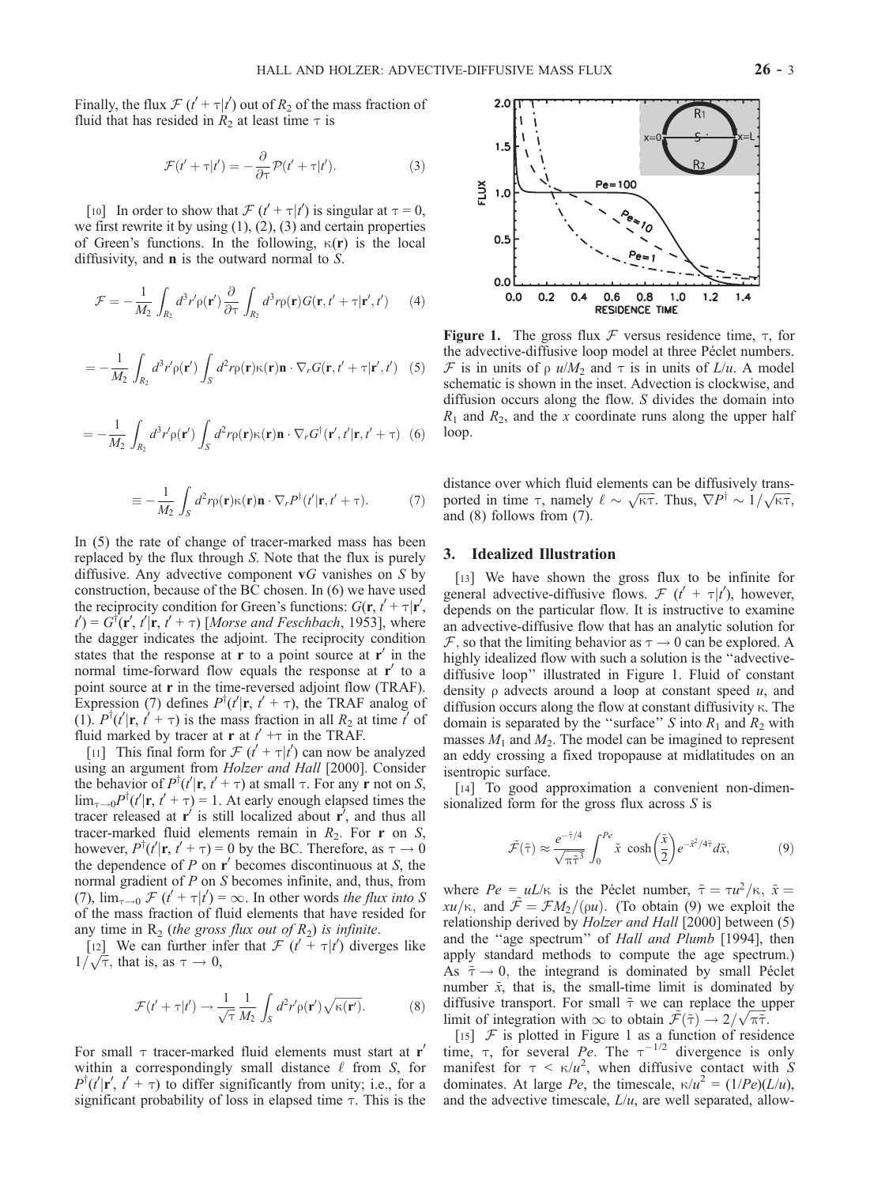Finally, the flux $\mathcal{F}(t' + \tau|t')$ out of $R_2$ of the mass fraction of fluid that has resided in $R_2$ at least time $\tau$ is

$$\mathcal{F}(t' + \tau|t') = -\frac{\partial}{\partial \tau}\mathcal{P}(t' + \tau|t'). \tag{3}$$

[10] In order to show that $\mathcal{F}(t' + \tau|t')$ is singular at $\tau = 0$, we first rewrite it by using (1), (2), (3) and certain properties of Green's functions. In the following, $\kappa(\mathbf{r})$ is the local diffusivity, and $\mathbf{n}$ is the outward normal to $S$.

$$\mathcal{F} = -\frac{1}{M_2}\int_{R_2} d^3r'\rho(\mathbf{r}')\frac{\partial}{\partial \tau}\int_{R_2} d^3r\rho(\mathbf{r})G(\mathbf{r}, t' + \tau|\mathbf{r}', t') \tag{4}$$

$$= -\frac{1}{M_2}\int_{R_2} d^3r'\rho(\mathbf{r}')\int_{S} d^2r\rho(\mathbf{r})\kappa(\mathbf{r})\mathbf{n}\cdot\nabla_r G(\mathbf{r}, t' + \tau|\mathbf{r}', t') \tag{5}$$

$$= -\frac{1}{M_2}\int_{R_2} d^3r'\rho(\mathbf{r}')\int_{S} d^2r\rho(\mathbf{r})\kappa(\mathbf{r})\mathbf{n}\cdot\nabla_r G^{\dagger}(\mathbf{r}', t'|\mathbf{r}, t' + \tau) \tag{6}$$

$$\equiv -\frac{1}{M_2}\int_{S} d^2r\rho(\mathbf{r})\kappa(\mathbf{r})\mathbf{n}\cdot\nabla_r P^{\dagger}(t'|\mathbf{r}, t' + \tau). \tag{7}$$

In (5) the rate of change of tracer-marked mass has been replaced by the flux through $S$. Note that the flux is purely diffusive. Any advective component $\mathbf{v}G$ vanishes on $S$ by construction, because of the BC chosen. In (6) we have used the reciprocity condition for Green's functions: $G(\mathbf{r}, t' + \tau|\mathbf{r}', t') = G^{\dagger}(\mathbf{r}', t'|\mathbf{r}, t' + \tau)$ [*Morse and Feschbach*, 1953], where the dagger indicates the adjoint. The reciprocity condition states that the response at $\mathbf{r}$ to a point source at $\mathbf{r}'$ in the normal time-forward flow equals the response at $\mathbf{r}'$ to a point source at $\mathbf{r}$ in the time-reversed adjoint flow (TRAF). Expression (7) defines $P^{\dagger}(t'|\mathbf{r}, t' + \tau)$, the TRAF analog of (1). $P^{\dagger}(t'|\mathbf{r}, t' + \tau)$ is the mass fraction in all $R_2$ at time $t'$ of fluid marked by tracer at $\mathbf{r}$ at $t' + \tau$ in the TRAF.

[11] This final form for $\mathcal{F}(t' + \tau|t')$ can now be analyzed using an argument from *Holzer and Hall* [2000]. Consider the behavior of $P^{\dagger}(t'|\mathbf{r}, t' + \tau)$ at small $\tau$. For any $\mathbf{r}$ not on $S$, $\lim_{\tau\to 0} P^{\dagger}(t'|\mathbf{r}, t' + \tau) = 1$. At early enough elapsed times the tracer released at $\mathbf{r}'$ is still localized about $\mathbf{r}'$, and thus all tracer-marked fluid elements remain in $R_2$. For $\mathbf{r}$ on $S$, however, $P^{\dagger}(t'|\mathbf{r}, t' + \tau) = 0$ by the BC. Thus, as $\tau \to 0$ the dependence of $P$ on $\mathbf{r}'$ becomes discontinuous at $S$, the normal gradient of $P$ on $S$ becomes infinite, and, thus, from (7), $\lim_{\tau\to 0}\mathcal{F}(t' + \tau|t') = \infty$. In other words *the flux into S of the mass fraction of fluid elements that have resided for any time in* $R_2$ (*the gross flux out of* $R_2$) *is infinite*.

[12] We can further infer that $\mathcal{F}(t' + \tau|t')$ diverges like $1/\sqrt{\tau}$, that is, as $\tau \to 0$,

$$\mathcal{F}(t' + \tau|t') \to \frac{1}{\sqrt{\tau}}\frac{1}{M_2}\int_{S} d^2r'\rho(\mathbf{r}')\sqrt{\kappa(\mathbf{r}')}. \tag{8}$$

For small $\tau$ tracer-marked fluid elements must start at $\mathbf{r}'$ within a correspondingly small distance $\ell$ from $S$, for $P^{\dagger}(t'|\mathbf{r}', t' + \tau)$ to differ significantly from unity; i.e., for a significant probability of loss in elapsed time $\tau$. This is the distance over which fluid elements can be diffusively transported in time $\tau$, namely $\ell \sim \sqrt{\kappa\tau}$. Thus, $\nabla P^{\dagger} \sim 1/\sqrt{\kappa\tau}$, and (8) follows from (7).

## 3. Idealized Illustration

[13] We have shown the gross flux to be infinite for general advective-diffusive flows. $\mathcal{F}(t' + \tau|t')$, however, depends on the particular flow. It is instructive to examine an advective-diffusive flow that has an analytic solution for $\mathcal{F}$, so that the limiting behavior as $\tau \to 0$ can be explored. A highly idealized flow with such a solution is the "advective-diffusive loop" illustrated in Figure 1. Fluid of constant density $\rho$ advects around a loop at constant speed $u$, and diffusion occurs along the flow at constant diffusivity $\kappa$. The domain is separated by the "surface" $S$ into $R_1$ and $R_2$ with masses $M_1$ and $M_2$. The model can be imagined to represent an eddy crossing a fixed tropopause at midlatitudes on an isentropic surface.

[14] To good approximation a convenient non-dimensionalized form for the gross flux across $S$ is

$$\tilde{\mathcal{F}}(\tilde{\tau}) \approx \frac{e^{-\tilde{\tau}/4}}{\sqrt{\pi\tilde{\tau}^3}}\int_0^{Pe}\tilde{x}\,\cosh\left(\frac{\tilde{x}}{2}\right)e^{-\tilde{x}^2/4\tilde{\tau}}d\tilde{x}, \tag{9}$$

where $Pe = uL/\kappa$ is the Péclet number, $\tilde{\tau} = \tau u^2/\kappa$, $\tilde{x} = xu/\kappa$, and $\tilde{\mathcal{F}} = \mathcal{F}M_2/(\rho u)$. (To obtain (9) we exploit the relationship derived by *Holzer and Hall* [2000] between (5) and the "age spectrum" of *Hall and Plumb* [1994], then apply standard methods to compute the age spectrum.) As $\tilde{\tau} \to 0$, the integrand is dominated by small Péclet number $\tilde{x}$, that is, the small-time limit is dominated by diffusive transport. For small $\tilde{\tau}$ we can replace the upper limit of integration with $\infty$ to obtain $\tilde{\mathcal{F}}(\tilde{\tau}) \to 2/\sqrt{\pi\tilde{\tau}}$.

[15] $\mathcal{F}$ is plotted in Figure 1 as a function of residence time, $\tau$, for several $Pe$. The $\tau^{-1/2}$ divergence is only manifest for $\tau < \kappa/u^2$, when diffusive contact with $S$ dominates. At large $Pe$, the timescale, $\kappa/u^2 = (1/Pe)(L/u)$, and the advective timescale, $L/u$, are well separated, allow-

**Figure 1.** The gross flux $\mathcal{F}$ versus residence time, $\tau$, for the advective-diffusive loop model at three Péclet numbers. $\mathcal{F}$ is in units of $\rho\ u/M_2$ and $\tau$ is in units of $L/u$. A model schematic is shown in the inset. Advection is clockwise, and diffusion occurs along the flow. $S$ divides the domain into $R_1$ and $R_2$, and the $x$ coordinate runs along the upper half loop.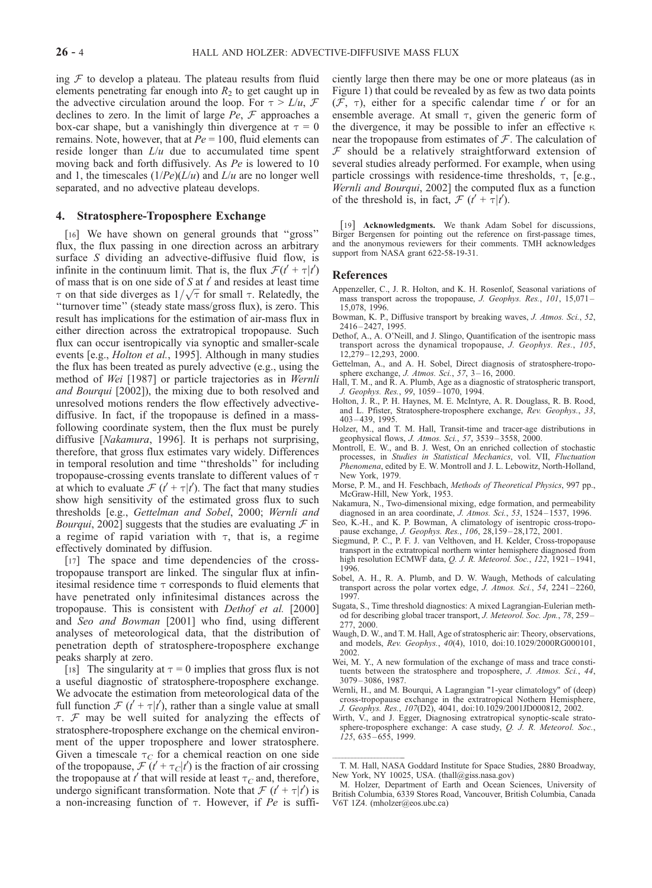ing $\mathcal{F}$ to develop a plateau. The plateau results from fluid elements penetrating far enough into $R_2$ to get caught up in the advective circulation around the loop. For $\tau > L/u$, $\mathcal{F}$ declines to zero. In the limit of large $Pe$, $\mathcal{F}$ approaches a box-car shape, but a vanishingly thin divergence at $\tau = 0$ remains. Note, however, that at $Pe = 100$, fluid elements can reside longer than $L/u$ due to accumulated time spent moving back and forth diffusively. As $Pe$ is lowered to 10 and 1, the timescales $(1/Pe)(L/u)$ and $L/u$ are no longer well separated, and no advective plateau develops.

## 4. Stratosphere-Troposphere Exchange

[16] We have shown on general grounds that "gross" flux, the flux passing in one direction across an arbitrary surface $S$ dividing an advective-diffusive fluid flow, is infinite in the continuum limit. That is, the flux $\mathcal{F}(t' + \tau|t')$ of mass that is on one side of $S$ at $t'$ and resides at least time $\tau$ on that side diverges as $1/\sqrt{\tau}$ for small $\tau$. Relatedly, the "turnover time" (steady state mass/gross flux), is zero. This result has implications for the estimation of air-mass flux in either direction across the extratropical tropopause. Such flux can occur isentropically via synoptic and smaller-scale events [e.g., *Holton et al.*, 1995]. Although in many studies the flux has been treated as purely advective (e.g., using the method of *Wei* [1987] or particle trajectories as in *Wernli and Bourqui* [2002]), the mixing due to both resolved and unresolved motions renders the flow effectively advective-diffusive. In fact, if the tropopause is defined in a mass-following coordinate system, then the flux must be purely diffusive [*Nakamura*, 1996]. It is perhaps not surprising, therefore, that gross flux estimates vary widely. Differences in temporal resolution and time "thresholds" for including tropopause-crossing events translate to different values of $\tau$ at which to evaluate $\mathcal{F}(t' + \tau|t')$. The fact that many studies show high sensitivity of the estimated gross flux to such thresholds [e.g., *Gettelman and Sobel*, 2000; *Wernli and Bourqui*, 2002] suggests that the studies are evaluating $\mathcal{F}$ in a regime of rapid variation with $\tau$, that is, a regime effectively dominated by diffusion.

[17] The space and time dependencies of the cross-tropopause transport are linked. The singular flux at infinitesimal residence time $\tau$ corresponds to fluid elements that have penetrated only infinitesimal distances across the tropopause. This is consistent with *Dethof et al.* [2000] and *Seo and Bowman* [2001] who find, using different analyses of meteorological data, that the distribution of penetration depth of stratosphere-troposphere exchange peaks sharply at zero.

[18] The singularity at $\tau = 0$ implies that gross flux is not a useful diagnostic of stratosphere-troposphere exchange. We advocate the estimation from meteorological data of the full function $\mathcal{F}(t' + \tau|t')$, rather than a single value at small $\tau$. $\mathcal{F}$ may be well suited for analyzing the effects of stratosphere-troposphere exchange on the chemical environment of the upper troposphere and lower stratosphere. Given a timescale $\tau_C$ for a chemical reaction on one side of the tropopause, $\mathcal{F}(t' + \tau_C|t')$ is the fraction of air crossing the tropopause at $t'$ that will reside at least $\tau_C$ and, therefore, undergo significant transformation. Note that $\mathcal{F}(t' + \tau|t')$ is a non-increasing function of $\tau$. However, if $Pe$ is sufficiently large then there may be one or more plateaus (as in Figure 1) that could be revealed by as few as two data points $(\mathcal{F}, \tau)$, either for a specific calendar time $t'$ or for an ensemble average. At small $\tau$, given the generic form of the divergence, it may be possible to infer an effective $\kappa$ near the tropopause from estimates of $\mathcal{F}$. The calculation of $\mathcal{F}$ should be a relatively straightforward extension of several studies already performed. For example, when using particle crossings with residence-time thresholds, $\tau$, [e.g., *Wernli and Bourqui*, 2002] the computed flux as a function of the threshold is, in fact, $\mathcal{F}(t' + \tau|t')$.

[19] **Acknowledgments.** We thank Adam Sobel for discussions, Birger Bergersen for pointing out the reference on first-passage times, and the anonymous reviewers for their comments. TMH acknowledges support from NASA grant 622-58-19-31.

## References

Appenzeller, C., J. R. Holton, and K. H. Rosenlof, Seasonal variations of mass transport across the tropopause, *J. Geophys. Res.*, *101*, 15,071–15,078, 1996.

Bowman, K. P., Diffusive transport by breaking waves, *J. Atmos. Sci.*, *52*, 2416–2427, 1995.

Dethof, A., A. O'Neill, and J. Slingo, Quantification of the isentropic mass transport across the dynamical tropopause, *J. Geophys. Res.*, *105*, 12,279–12,293, 2000.

Gettelman, A., and A. H. Sobel, Direct diagnosis of stratosphere-troposphere exchange, *J. Atmos. Sci.*, *57*, 3–16, 2000.

Hall, T. M., and R. A. Plumb, Age as a diagnostic of stratospheric transport, *J. Geophys. Res.*, *99*, 1059–1070, 1994.

Holton, J. R., P. H. Haynes, M. E. McIntyre, A. R. Douglass, R. B. Rood, and L. Pfister, Stratosphere-troposphere exchange, *Rev. Geophys.*, *33*, 403–439, 1995.

Holzer, M., and T. M. Hall, Transit-time and tracer-age distributions in geophysical flows, *J. Atmos. Sci.*, *57*, 3539–3558, 2000.

Montroll, E. W., and B. J. West, On an enriched collection of stochastic processes, in *Studies in Statistical Mechanics*, vol. VII, *Fluctuation Phenomena*, edited by E. W. Montroll and J. L. Lebowitz, North-Holland, New York, 1979.

Morse, P. M., and H. Feschbach, *Methods of Theoretical Physics*, 997 pp., McGraw-Hill, New York, 1953.

Nakamura, N., Two-dimensional mixing, edge formation, and permeability diagnosed in an area coordinate, *J. Atmos. Sci.*, *53*, 1524–1537, 1996.

Seo, K.-H., and K. P. Bowman, A climatology of isentropic cross-tropopause exchange, *J. Geophys. Res.*, *106*, 28,159–28,172, 2001.

Siegmund, P. C., P. F. J. van Velthoven, and H. Kelder, Cross-tropopause transport in the extratropical northern winter hemisphere diagnosed from high resolution ECMWF data, *Q. J. R. Meteorol. Soc.*, *122*, 1921–1941, 1996.

Sobel, A. H., R. A. Plumb, and D. W. Waugh, Methods of calculating transport across the polar vortex edge, *J. Atmos. Sci.*, *54*, 2241–2260, 1997.

Sugata, S., Time threshold diagnostics: A mixed Lagrangian-Eulerian method for describing global tracer transport, *J. Meteorol. Soc. Jpn.*, *78*, 259–277, 2000.

Waugh, D. W., and T. M. Hall, Age of stratospheric air: Theory, observations, and models, *Rev. Geophys.*, *40*(4), 1010, doi:10.1029/2000RG000101, 2002.

Wei, M. Y., A new formulation of the exchange of mass and trace constituents between the stratosphere and troposphere, *J. Atmos. Sci.*, *44*, 3079–3086, 1987.

Wernli, H., and M. Bourqui, A Lagrangian "1-year climatology" of (deep) cross-tropopause exchange in the extratropical Nothern Hemisphere, *J. Geophys. Res.*, *107*(D2), 4041, doi:10.1029/2001JD000812, 2002.

Wirth, V., and J. Egger, Diagnosing extratropical synoptic-scale stratosphere-troposphere exchange: A case study, *Q. J. R. Meteorol. Soc.*, *125*, 635–655, 1999.

---

T. M. Hall, NASA Goddard Institute for Space Studies, 2880 Broadway, New York, NY 10025, USA. (thall@giss.nasa.gov)

M. Holzer, Department of Earth and Ocean Sciences, University of British Columbia, 6339 Stores Road, Vancouver, British Columbia, Canada V6T 1Z4. (mholzer@eos.ubc.ca)